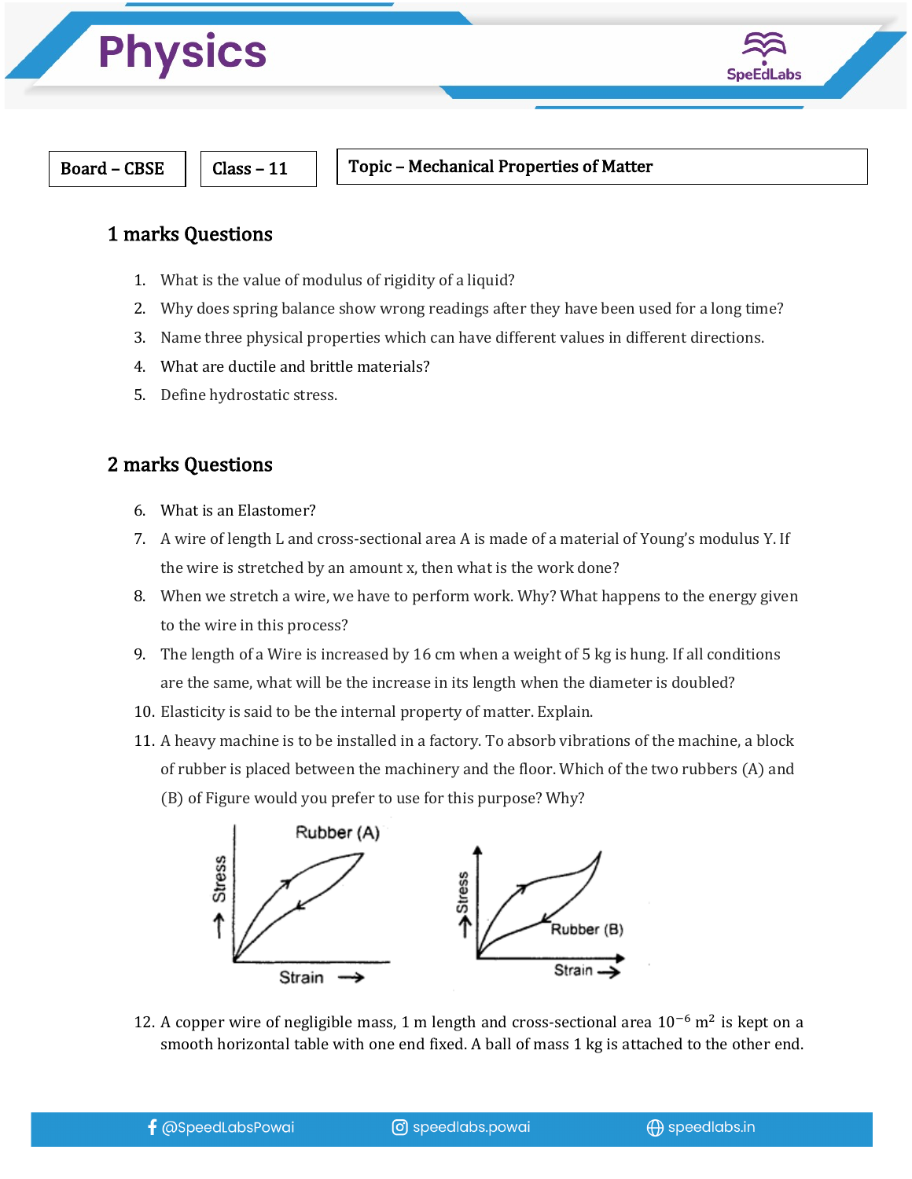# Physics

| Board – CBSE | Class – 11 | Topic – Mechanical Properties of Matter |
|---|---|---|

## 1 marks Questions

1. What is the value of modulus of rigidity of a liquid?
2. Why does spring balance show wrong readings after they have been used for a long time?
3. Name three physical properties which can have different values in different directions.
4. What are ductile and brittle materials?
5. Define hydrostatic stress.

## 2 marks Questions

6. What is an Elastomer?
7. A wire of length L and cross-sectional area A is made of a material of Young's modulus Y. If the wire is stretched by an amount x, then what is the work done?
8. When we stretch a wire, we have to perform work. Why? What happens to the energy given to the wire in this process?
9. The length of a Wire is increased by 16 cm when a weight of 5 kg is hung. If all conditions are the same, what will be the increase in its length when the diameter is doubled?
10. Elasticity is said to be the internal property of matter. Explain.
11. A heavy machine is to be installed in a factory. To absorb vibrations of the machine, a block of rubber is placed between the machinery and the floor. Which of the two rubbers (A) and (B) of Figure would you prefer to use for this purpose? Why?

Rubber (A) — Stress vs Strain

Rubber (B) — Stress vs Strain

12. A copper wire of negligible mass, 1 m length and cross-sectional area $10^{-6}$ m$^2$ is kept on a smooth horizontal table with one end fixed. A ball of mass 1 kg is attached to the other end.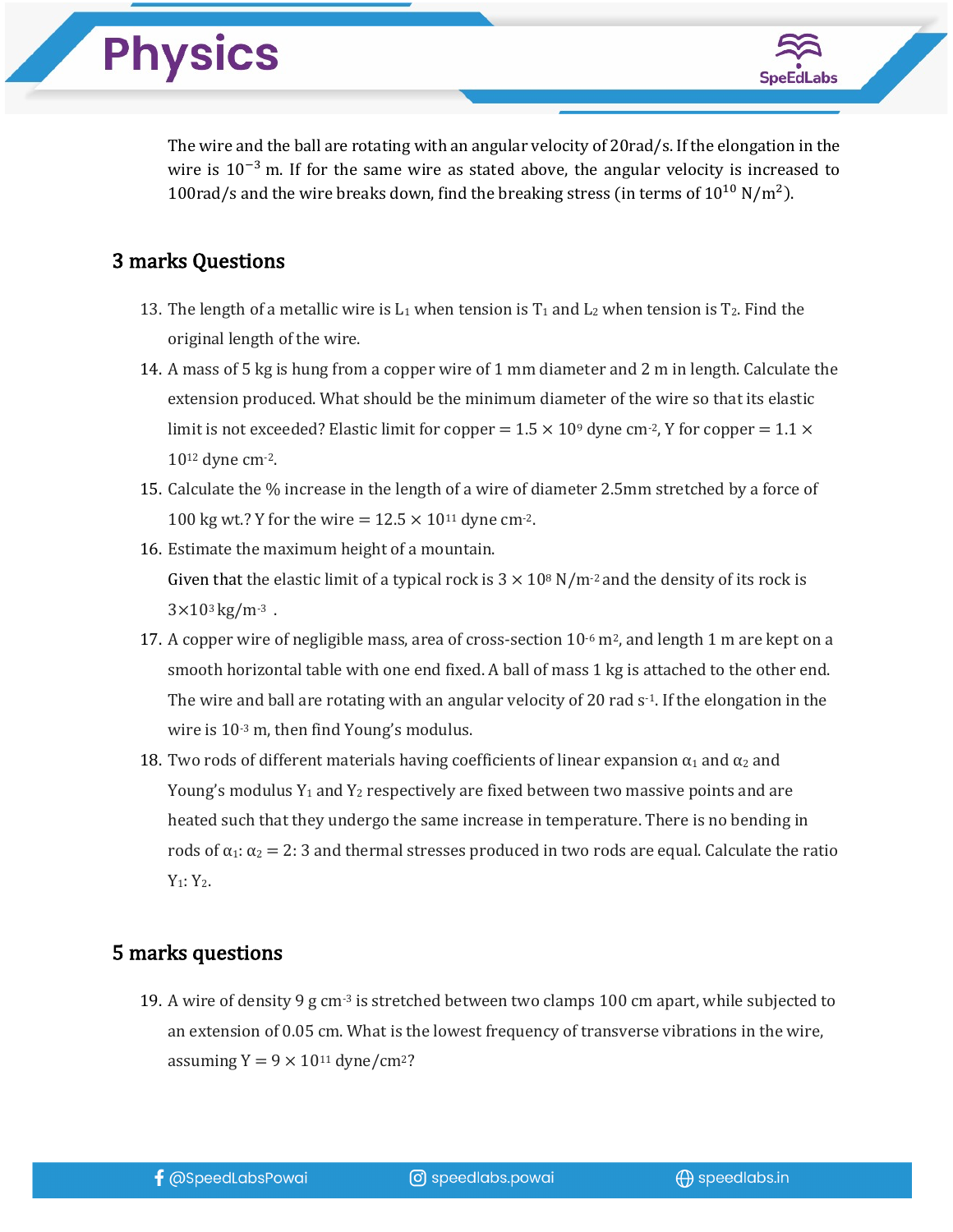The wire and the ball are rotating with an angular velocity of 20rad/s. If the elongation in the wire is $10^{-3}$ m. If for the same wire as stated above, the angular velocity is increased to 100rad/s and the wire breaks down, find the breaking stress (in terms of $10^{10}$ N/m$^2$).

## 3 marks Questions

13. The length of a metallic wire is $L_1$ when tension is $T_1$ and $L_2$ when tension is $T_2$. Find the original length of the wire.
14. A mass of 5 kg is hung from a copper wire of 1 mm diameter and 2 m in length. Calculate the extension produced. What should be the minimum diameter of the wire so that its elastic limit is not exceeded? Elastic limit for copper = $1.5 \times 10^9$ dyne cm$^{-2}$, Y for copper = $1.1 \times 10^{12}$ dyne cm$^{-2}$.
15. Calculate the % increase in the length of a wire of diameter 2.5mm stretched by a force of 100 kg wt.? Y for the wire = $12.5 \times 10^{11}$ dyne cm$^{-2}$.
16. Estimate the maximum height of a mountain.
    Given that the elastic limit of a typical rock is $3 \times 10^8$ N/m$^{-2}$ and the density of its rock is $3 \times 10^3$ kg/m$^{-3}$ .
17. A copper wire of negligible mass, area of cross-section $10^{-6}$ m$^2$, and length 1 m are kept on a smooth horizontal table with one end fixed. A ball of mass 1 kg is attached to the other end. The wire and ball are rotating with an angular velocity of 20 rad s$^{-1}$. If the elongation in the wire is $10^{-3}$ m, then find Young's modulus.
18. Two rods of different materials having coefficients of linear expansion $\alpha_1$ and $\alpha_2$ and Young's modulus $Y_1$ and $Y_2$ respectively are fixed between two massive points and are heated such that they undergo the same increase in temperature. There is no bending in rods of $\alpha_1 : \alpha_2 = 2 : 3$ and thermal stresses produced in two rods are equal. Calculate the ratio $Y_1 : Y_2$.

## 5 marks questions

19. A wire of density 9 g cm$^{-3}$ is stretched between two clamps 100 cm apart, while subjected to an extension of 0.05 cm. What is the lowest frequency of transverse vibrations in the wire, assuming Y = $9 \times 10^{11}$ dyne/cm$^2$?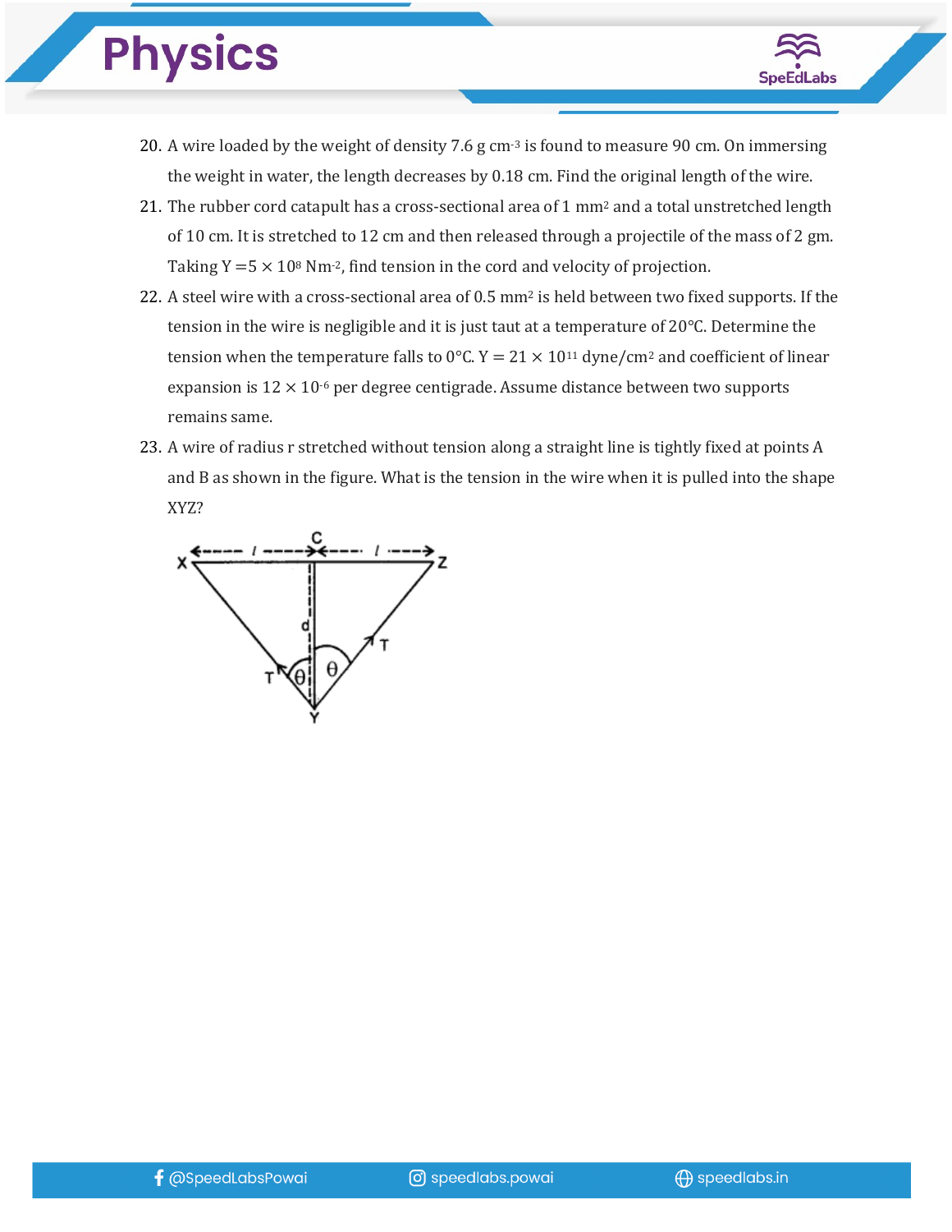20. A wire loaded by the weight of density 7.6 g cm$^{-3}$ is found to measure 90 cm. On immersing the weight in water, the length decreases by 0.18 cm. Find the original length of the wire.

21. The rubber cord catapult has a cross-sectional area of 1 mm$^2$ and a total unstretched length of 10 cm. It is stretched to 12 cm and then released through a projectile of the mass of 2 gm. Taking $Y = 5 \times 10^8$ Nm$^{-2}$, find tension in the cord and velocity of projection.

22. A steel wire with a cross-sectional area of 0.5 mm$^2$ is held between two fixed supports. If the tension in the wire is negligible and it is just taut at a temperature of 20°C. Determine the tension when the temperature falls to 0°C. $Y = 21 \times 10^{11}$ dyne/cm$^2$ and coefficient of linear expansion is $12 \times 10^{-6}$ per degree centigrade. Assume distance between two supports remains same.

23. A wire of radius r stretched without tension along a straight line is tightly fixed at points A and B as shown in the figure. What is the tension in the wire when it is pulled into the shape XYZ?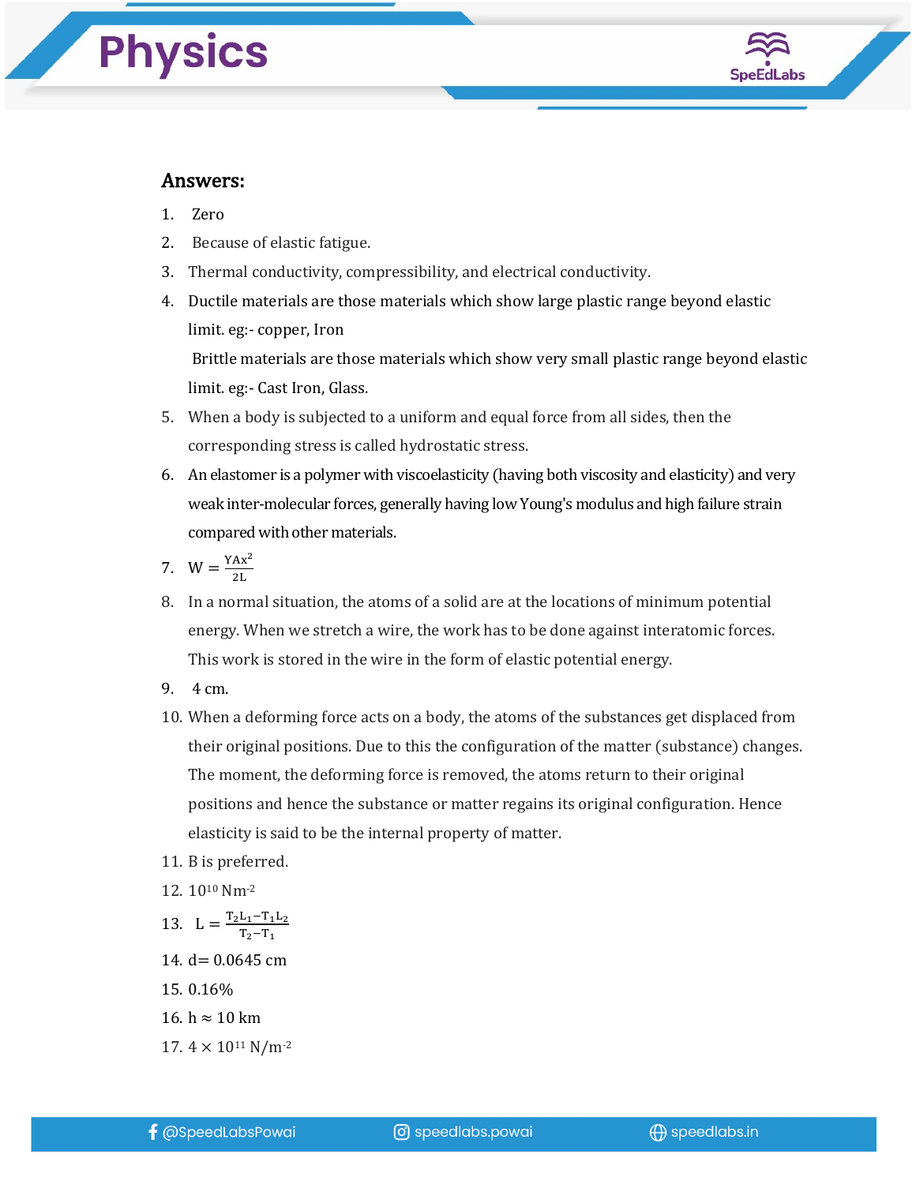## Answers:

1. Zero
2. Because of elastic fatigue.
3. Thermal conductivity, compressibility, and electrical conductivity.
4. Ductile materials are those materials which show large plastic range beyond elastic limit. eg:- copper, Iron

   Brittle materials are those materials which show very small plastic range beyond elastic limit. eg:- Cast Iron, Glass.
5. When a body is subjected to a uniform and equal force from all sides, then the corresponding stress is called hydrostatic stress.
6. An elastomer is a polymer with viscoelasticity (having both viscosity and elasticity) and very weak inter-molecular forces, generally having low Young's modulus and high failure strain compared with other materials.
7. $W = \frac{YAx^2}{2L}$
8. In a normal situation, the atoms of a solid are at the locations of minimum potential energy. When we stretch a wire, the work has to be done against interatomic forces. This work is stored in the wire in the form of elastic potential energy.
9. 4 cm.
10. When a deforming force acts on a body, the atoms of the substances get displaced from their original positions. Due to this the configuration of the matter (substance) changes. The moment, the deforming force is removed, the atoms return to their original positions and hence the substance or matter regains its original configuration. Hence elasticity is said to be the internal property of matter.
11. B is preferred.
12. $10^{10}$ $Nm^{-2}$
13. $L = \frac{T_2L_1 - T_1L_2}{T_2 - T_1}$
14. d= 0.0645 cm
15. 0.16%
16. $h \approx 10$ km
17. $4 \times 10^{11}$ $N/m^{-2}$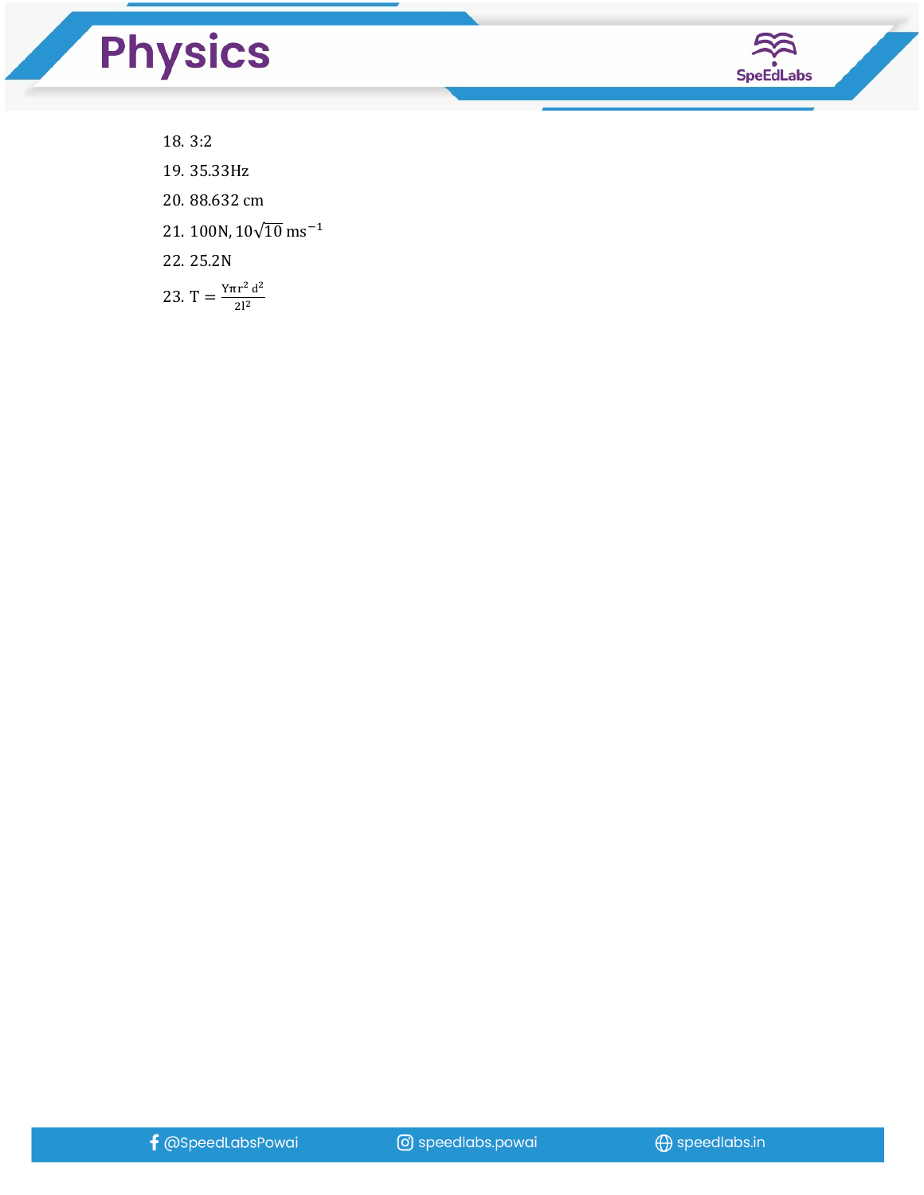18. 3:2
19. 35.33Hz
20. 88.632 cm
21. 100N, $10\sqrt{10}\ \text{ms}^{-1}$
22. 25.2N
23. $T = \frac{Y\pi r^2 d^2}{2l^2}$